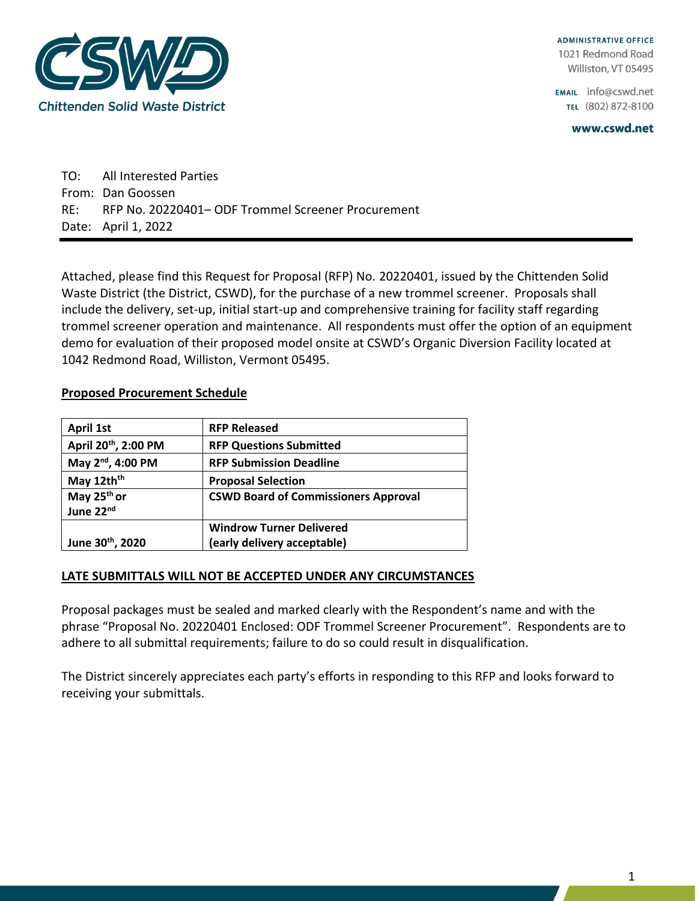Chittenden Solid Waste District

ADMINISTRATIVE OFFICE
1021 Redmond Road
Williston, VT 05495

EMAIL info@cswd.net
TEL (802) 872-8100

www.cswd.net

TO: All Interested Parties
From: Dan Goossen
RE: RFP No. 20220401– ODF Trommel Screener Procurement
Date: April 1, 2022

---

Attached, please find this Request for Proposal (RFP) No. 20220401, issued by the Chittenden Solid Waste District (the District, CSWD), for the purchase of a new trommel screener. Proposals shall include the delivery, set-up, initial start-up and comprehensive training for facility staff regarding trommel screener operation and maintenance. All respondents must offer the option of an equipment demo for evaluation of their proposed model onsite at CSWD's Organic Diversion Facility located at 1042 Redmond Road, Williston, Vermont 05495.

**Proposed Procurement Schedule**

| **April 1st** | **RFP Released** |
|---|---|
| **April 20th, 2:00 PM** | **RFP Questions Submitted** |
| **May 2nd, 4:00 PM** | **RFP Submission Deadline** |
| **May 12thth** | **Proposal Selection** |
| **May 25th or June 22nd** | **CSWD Board of Commissioners Approval** |
| **June 30th, 2020** | **Windrow Turner Delivered (early delivery acceptable)** |

**LATE SUBMITTALS WILL NOT BE ACCEPTED UNDER ANY CIRCUMSTANCES**

Proposal packages must be sealed and marked clearly with the Respondent's name and with the phrase "Proposal No. 20220401 Enclosed: ODF Trommel Screener Procurement". Respondents are to adhere to all submittal requirements; failure to do so could result in disqualification.

The District sincerely appreciates each party's efforts in responding to this RFP and looks forward to receiving your submittals.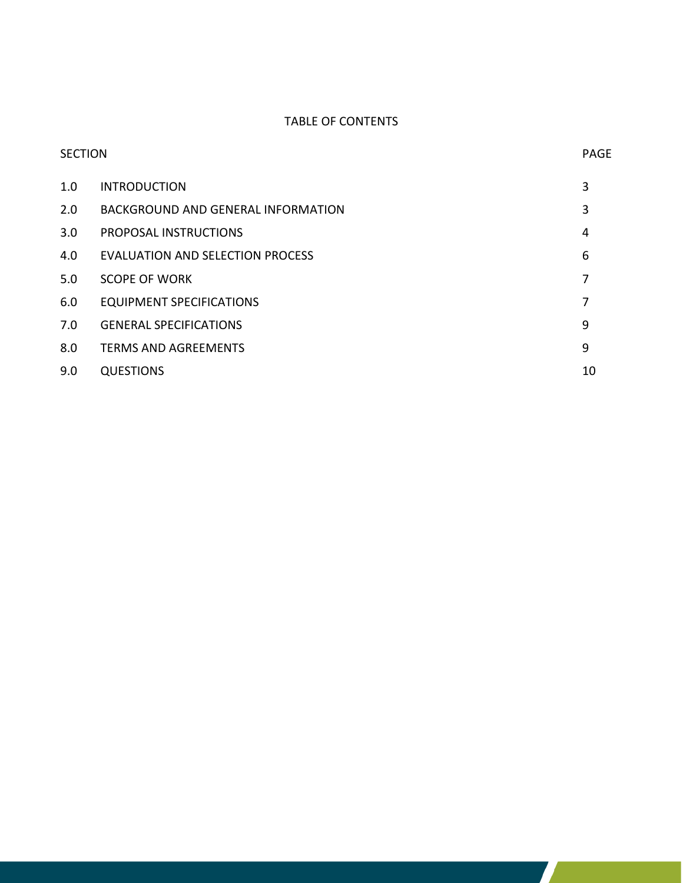# TABLE OF CONTENTS

| SECTION | | PAGE |
|---|---|---|
| 1.0 | INTRODUCTION | 3 |
| 2.0 | BACKGROUND AND GENERAL INFORMATION | 3 |
| 3.0 | PROPOSAL INSTRUCTIONS | 4 |
| 4.0 | EVALUATION AND SELECTION PROCESS | 6 |
| 5.0 | SCOPE OF WORK | 7 |
| 6.0 | EQUIPMENT SPECIFICATIONS | 7 |
| 7.0 | GENERAL SPECIFICATIONS | 9 |
| 8.0 | TERMS AND AGREEMENTS | 9 |
| 9.0 | QUESTIONS | 10 |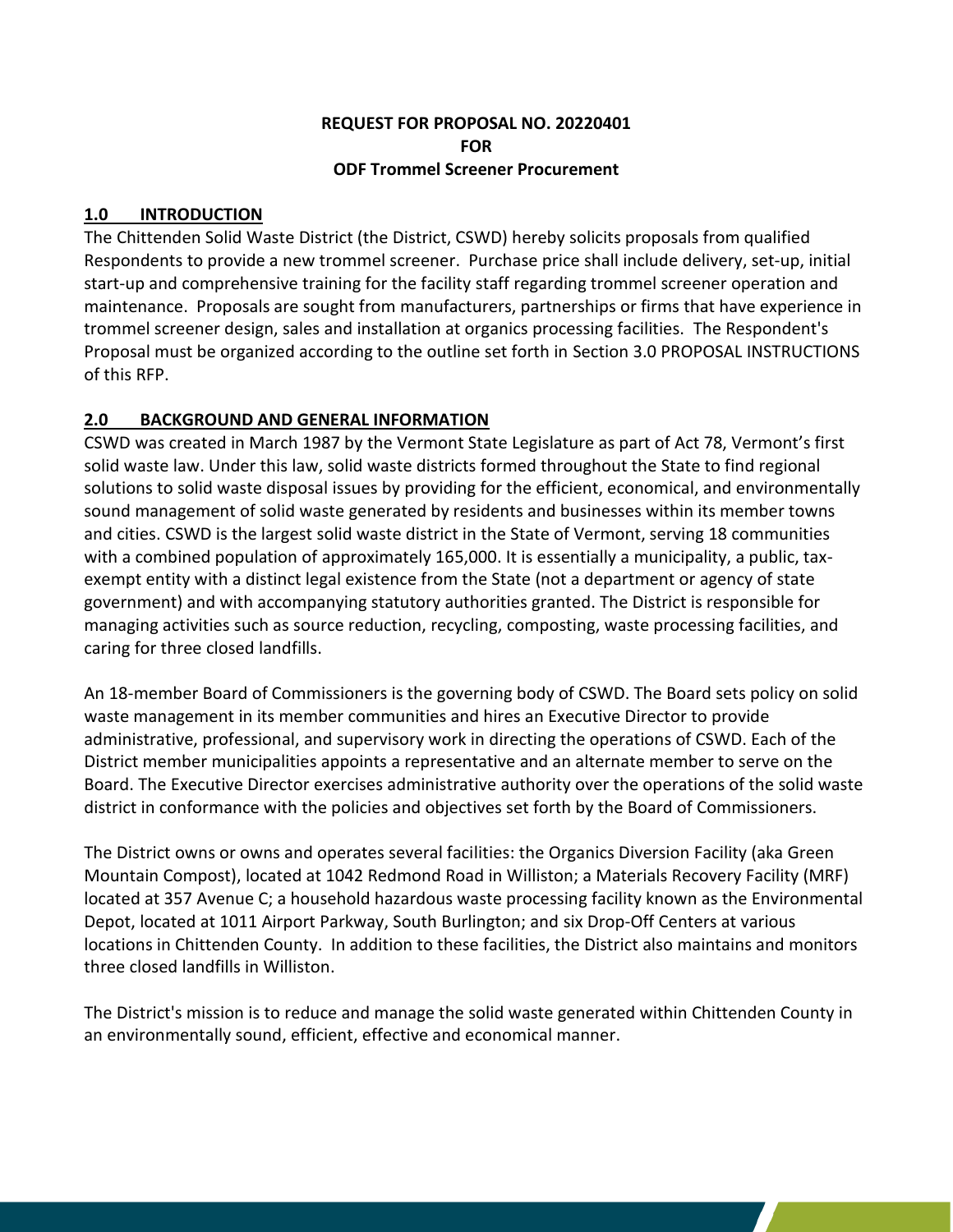**REQUEST FOR PROPOSAL NO. 20220401**
**FOR**
**ODF Trommel Screener Procurement**

## 1.0 INTRODUCTION

The Chittenden Solid Waste District (the District, CSWD) hereby solicits proposals from qualified Respondents to provide a new trommel screener. Purchase price shall include delivery, set-up, initial start-up and comprehensive training for the facility staff regarding trommel screener operation and maintenance. Proposals are sought from manufacturers, partnerships or firms that have experience in trommel screener design, sales and installation at organics processing facilities. The Respondent's Proposal must be organized according to the outline set forth in Section 3.0 PROPOSAL INSTRUCTIONS of this RFP.

## 2.0 BACKGROUND AND GENERAL INFORMATION

CSWD was created in March 1987 by the Vermont State Legislature as part of Act 78, Vermont's first solid waste law. Under this law, solid waste districts formed throughout the State to find regional solutions to solid waste disposal issues by providing for the efficient, economical, and environmentally sound management of solid waste generated by residents and businesses within its member towns and cities. CSWD is the largest solid waste district in the State of Vermont, serving 18 communities with a combined population of approximately 165,000. It is essentially a municipality, a public, tax-exempt entity with a distinct legal existence from the State (not a department or agency of state government) and with accompanying statutory authorities granted. The District is responsible for managing activities such as source reduction, recycling, composting, waste processing facilities, and caring for three closed landfills.

An 18-member Board of Commissioners is the governing body of CSWD. The Board sets policy on solid waste management in its member communities and hires an Executive Director to provide administrative, professional, and supervisory work in directing the operations of CSWD. Each of the District member municipalities appoints a representative and an alternate member to serve on the Board. The Executive Director exercises administrative authority over the operations of the solid waste district in conformance with the policies and objectives set forth by the Board of Commissioners.

The District owns or owns and operates several facilities: the Organics Diversion Facility (aka Green Mountain Compost), located at 1042 Redmond Road in Williston; a Materials Recovery Facility (MRF) located at 357 Avenue C; a household hazardous waste processing facility known as the Environmental Depot, located at 1011 Airport Parkway, South Burlington; and six Drop-Off Centers at various locations in Chittenden County. In addition to these facilities, the District also maintains and monitors three closed landfills in Williston.

The District's mission is to reduce and manage the solid waste generated within Chittenden County in an environmentally sound, efficient, effective and economical manner.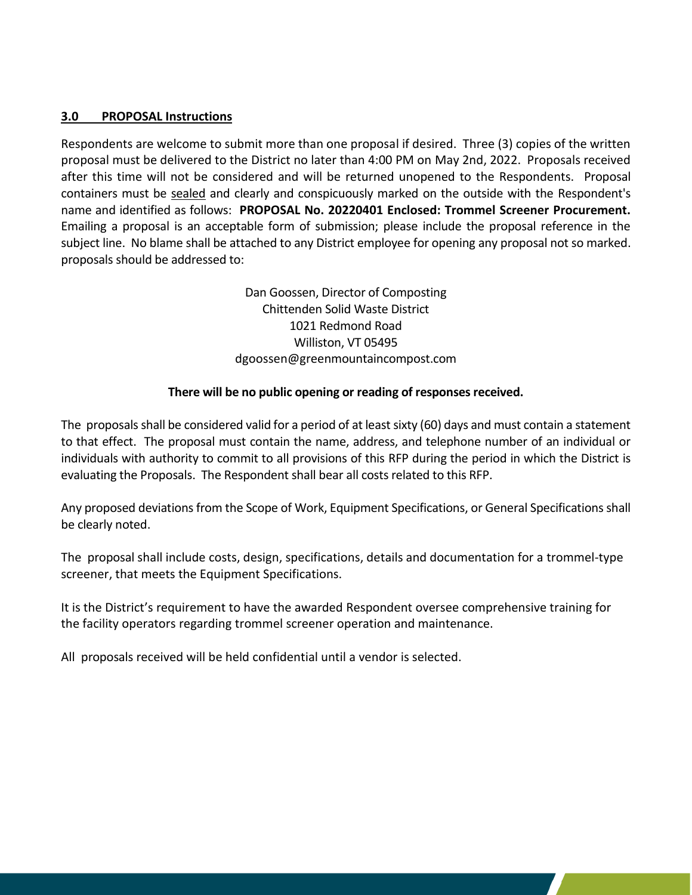## **3.0 PROPOSAL Instructions**

Respondents are welcome to submit more than one proposal if desired. Three (3) copies of the written proposal must be delivered to the District no later than 4:00 PM on May 2nd, 2022. Proposals received after this time will not be considered and will be returned unopened to the Respondents. Proposal containers must be sealed and clearly and conspicuously marked on the outside with the Respondent's name and identified as follows: **PROPOSAL No. 20220401 Enclosed: Trommel Screener Procurement.** Emailing a proposal is an acceptable form of submission; please include the proposal reference in the subject line. No blame shall be attached to any District employee for opening any proposal not so marked. proposals should be addressed to:

Dan Goossen, Director of Composting
Chittenden Solid Waste District
1021 Redmond Road
Williston, VT 05495
dgoossen@greenmountaincompost.com

**There will be no public opening or reading of responses received.**

The proposals shall be considered valid for a period of at least sixty (60) days and must contain a statement to that effect. The proposal must contain the name, address, and telephone number of an individual or individuals with authority to commit to all provisions of this RFP during the period in which the District is evaluating the Proposals. The Respondent shall bear all costs related to this RFP.

Any proposed deviations from the Scope of Work, Equipment Specifications, or General Specifications shall be clearly noted.

The proposal shall include costs, design, specifications, details and documentation for a trommel-type screener, that meets the Equipment Specifications.

It is the District's requirement to have the awarded Respondent oversee comprehensive training for the facility operators regarding trommel screener operation and maintenance.

All proposals received will be held confidential until a vendor is selected.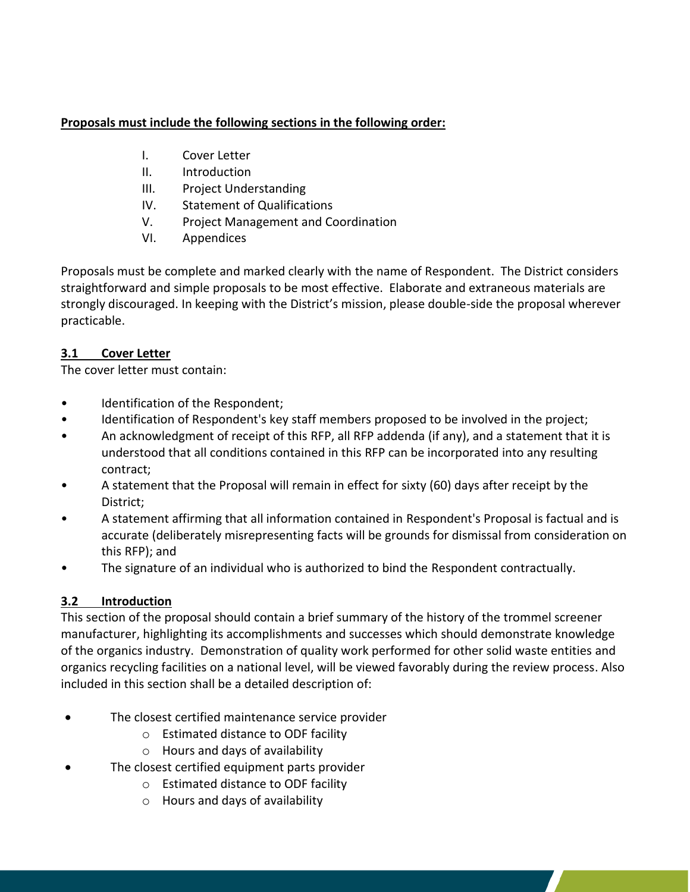**Proposals must include the following sections in the following order:**

I. Cover Letter
II. Introduction
III. Project Understanding
IV. Statement of Qualifications
V. Project Management and Coordination
VI. Appendices

Proposals must be complete and marked clearly with the name of Respondent. The District considers straightforward and simple proposals to be most effective. Elaborate and extraneous materials are strongly discouraged. In keeping with the District's mission, please double-side the proposal wherever practicable.

### 3.1 Cover Letter

The cover letter must contain:

- Identification of the Respondent;
- Identification of Respondent's key staff members proposed to be involved in the project;
- An acknowledgment of receipt of this RFP, all RFP addenda (if any), and a statement that it is understood that all conditions contained in this RFP can be incorporated into any resulting contract;
- A statement that the Proposal will remain in effect for sixty (60) days after receipt by the District;
- A statement affirming that all information contained in Respondent's Proposal is factual and is accurate (deliberately misrepresenting facts will be grounds for dismissal from consideration on this RFP); and
- The signature of an individual who is authorized to bind the Respondent contractually.

### 3.2 Introduction

This section of the proposal should contain a brief summary of the history of the trommel screener manufacturer, highlighting its accomplishments and successes which should demonstrate knowledge of the organics industry. Demonstration of quality work performed for other solid waste entities and organics recycling facilities on a national level, will be viewed favorably during the review process. Also included in this section shall be a detailed description of:

- The closest certified maintenance service provider
  - Estimated distance to ODF facility
  - Hours and days of availability
- The closest certified equipment parts provider
  - Estimated distance to ODF facility
  - Hours and days of availability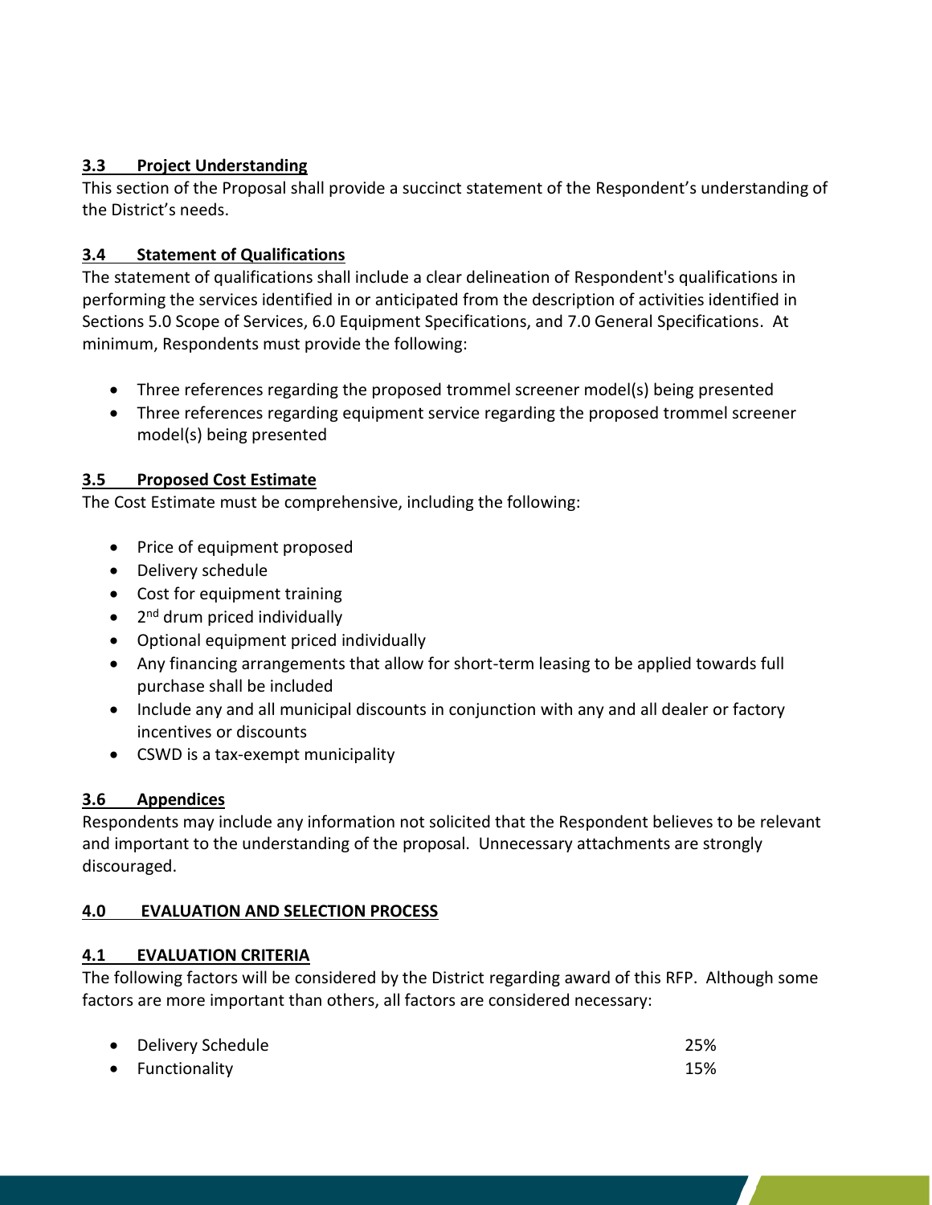### 3.3 Project Understanding

This section of the Proposal shall provide a succinct statement of the Respondent's understanding of the District's needs.

### 3.4 Statement of Qualifications

The statement of qualifications shall include a clear delineation of Respondent's qualifications in performing the services identified in or anticipated from the description of activities identified in Sections 5.0 Scope of Services, 6.0 Equipment Specifications, and 7.0 General Specifications. At minimum, Respondents must provide the following:

- Three references regarding the proposed trommel screener model(s) being presented
- Three references regarding equipment service regarding the proposed trommel screener model(s) being presented

### 3.5 Proposed Cost Estimate

The Cost Estimate must be comprehensive, including the following:

- Price of equipment proposed
- Delivery schedule
- Cost for equipment training
- 2nd drum priced individually
- Optional equipment priced individually
- Any financing arrangements that allow for short-term leasing to be applied towards full purchase shall be included
- Include any and all municipal discounts in conjunction with any and all dealer or factory incentives or discounts
- CSWD is a tax-exempt municipality

### 3.6 Appendices

Respondents may include any information not solicited that the Respondent believes to be relevant and important to the understanding of the proposal. Unnecessary attachments are strongly discouraged.

## 4.0 EVALUATION AND SELECTION PROCESS

### 4.1 EVALUATION CRITERIA

The following factors will be considered by the District regarding award of this RFP. Although some factors are more important than others, all factors are considered necessary:

- Delivery Schedule 25%
- Functionality 15%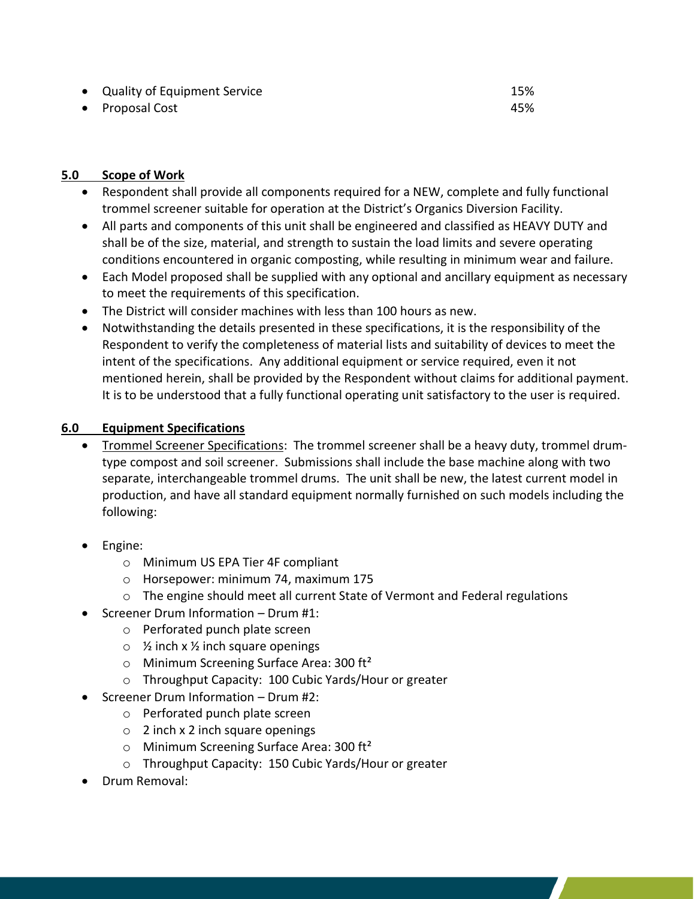- Quality of Equipment Service 15%
- Proposal Cost 45%

**5.0 Scope of Work**

- Respondent shall provide all components required for a NEW, complete and fully functional trommel screener suitable for operation at the District's Organics Diversion Facility.
- All parts and components of this unit shall be engineered and classified as HEAVY DUTY and shall be of the size, material, and strength to sustain the load limits and severe operating conditions encountered in organic composting, while resulting in minimum wear and failure.
- Each Model proposed shall be supplied with any optional and ancillary equipment as necessary to meet the requirements of this specification.
- The District will consider machines with less than 100 hours as new.
- Notwithstanding the details presented in these specifications, it is the responsibility of the Respondent to verify the completeness of material lists and suitability of devices to meet the intent of the specifications. Any additional equipment or service required, even it not mentioned herein, shall be provided by the Respondent without claims for additional payment. It is to be understood that a fully functional operating unit satisfactory to the user is required.

**6.0 Equipment Specifications**

- Trommel Screener Specifications: The trommel screener shall be a heavy duty, trommel drum-type compost and soil screener. Submissions shall include the base machine along with two separate, interchangeable trommel drums. The unit shall be new, the latest current model in production, and have all standard equipment normally furnished on such models including the following:

- Engine:
  - Minimum US EPA Tier 4F compliant
  - Horsepower: minimum 74, maximum 175
  - The engine should meet all current State of Vermont and Federal regulations
- Screener Drum Information – Drum #1:
  - Perforated punch plate screen
  - ½ inch x ½ inch square openings
  - Minimum Screening Surface Area: 300 $ft^2$
  - Throughput Capacity: 100 Cubic Yards/Hour or greater
- Screener Drum Information – Drum #2:
  - Perforated punch plate screen
  - 2 inch x 2 inch square openings
  - Minimum Screening Surface Area: 300 $ft^2$
  - Throughput Capacity: 150 Cubic Yards/Hour or greater
- Drum Removal: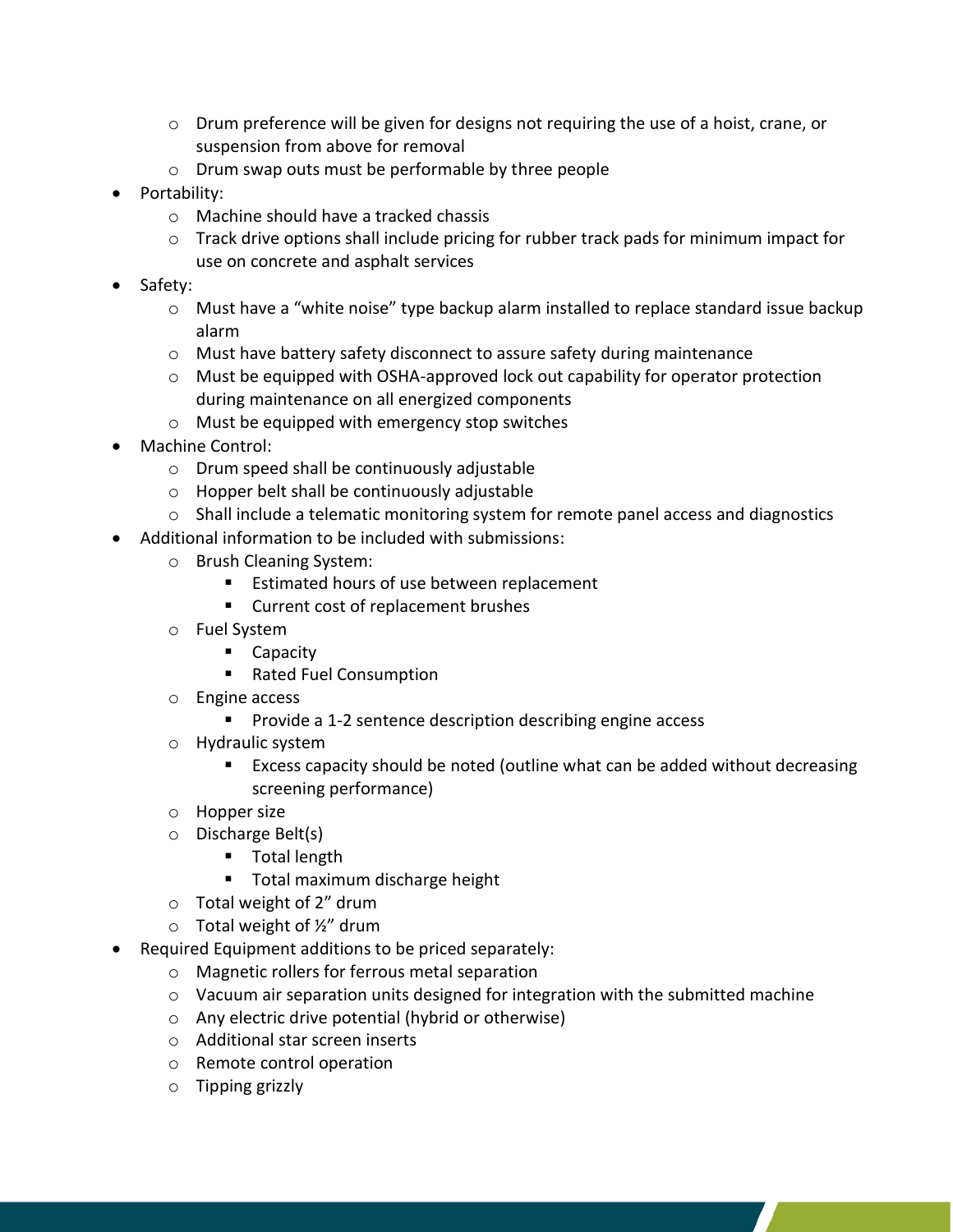- Drum preference will be given for designs not requiring the use of a hoist, crane, or suspension from above for removal
  - Drum swap outs must be performable by three people
- Portability:
  - Machine should have a tracked chassis
  - Track drive options shall include pricing for rubber track pads for minimum impact for use on concrete and asphalt services
- Safety:
  - Must have a "white noise" type backup alarm installed to replace standard issue backup alarm
  - Must have battery safety disconnect to assure safety during maintenance
  - Must be equipped with OSHA-approved lock out capability for operator protection during maintenance on all energized components
  - Must be equipped with emergency stop switches
- Machine Control:
  - Drum speed shall be continuously adjustable
  - Hopper belt shall be continuously adjustable
  - Shall include a telematic monitoring system for remote panel access and diagnostics
- Additional information to be included with submissions:
  - Brush Cleaning System:
    - Estimated hours of use between replacement
    - Current cost of replacement brushes
  - Fuel System
    - Capacity
    - Rated Fuel Consumption
  - Engine access
    - Provide a 1-2 sentence description describing engine access
  - Hydraulic system
    - Excess capacity should be noted (outline what can be added without decreasing screening performance)
  - Hopper size
  - Discharge Belt(s)
    - Total length
    - Total maximum discharge height
  - Total weight of 2" drum
  - Total weight of ½" drum
- Required Equipment additions to be priced separately:
  - Magnetic rollers for ferrous metal separation
  - Vacuum air separation units designed for integration with the submitted machine
  - Any electric drive potential (hybrid or otherwise)
  - Additional star screen inserts
  - Remote control operation
  - Tipping grizzly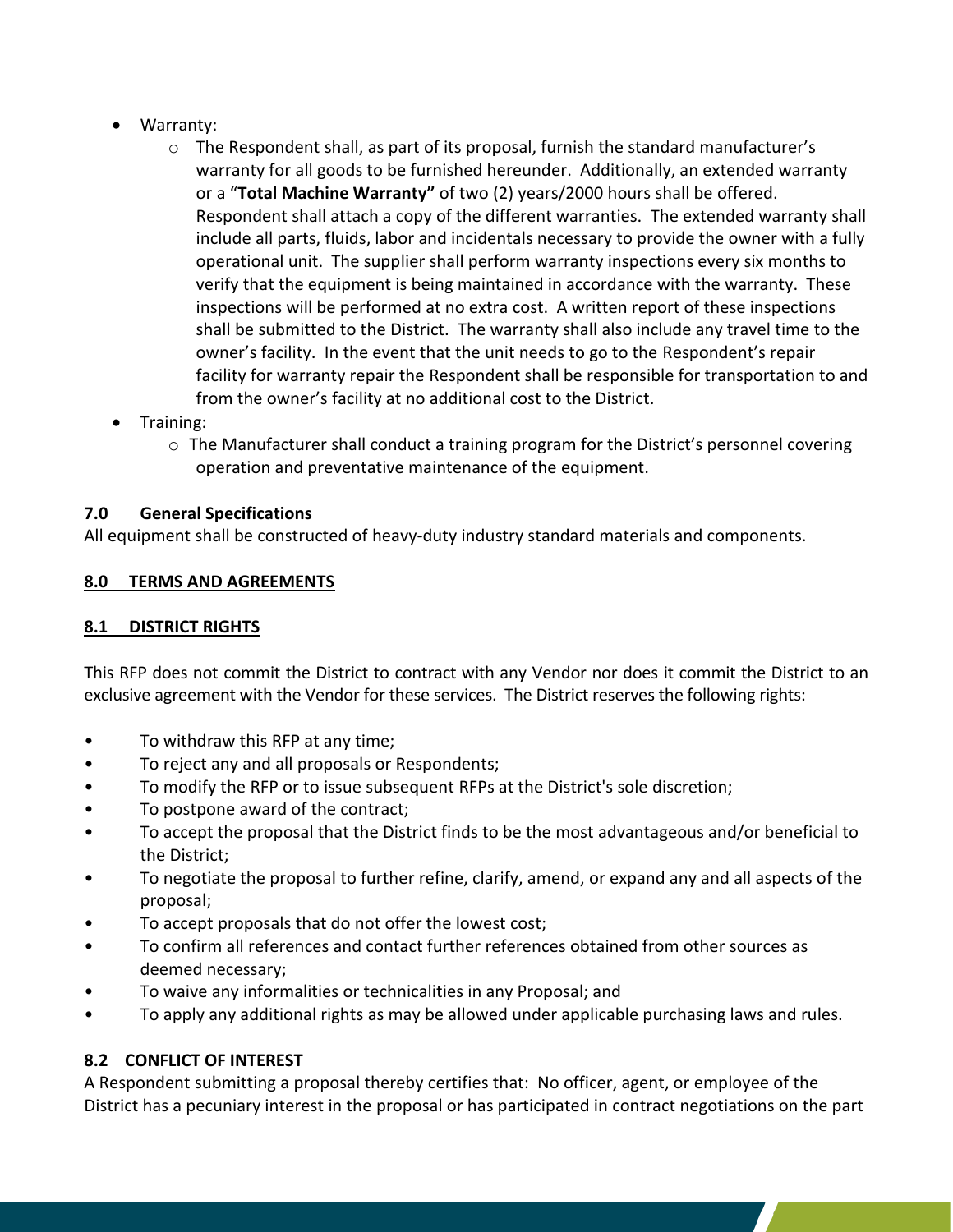- Warranty:
  - The Respondent shall, as part of its proposal, furnish the standard manufacturer's warranty for all goods to be furnished hereunder. Additionally, an extended warranty or a "**Total Machine Warranty"** of two (2) years/2000 hours shall be offered. Respondent shall attach a copy of the different warranties. The extended warranty shall include all parts, fluids, labor and incidentals necessary to provide the owner with a fully operational unit. The supplier shall perform warranty inspections every six months to verify that the equipment is being maintained in accordance with the warranty. These inspections will be performed at no extra cost. A written report of these inspections shall be submitted to the District. The warranty shall also include any travel time to the owner's facility. In the event that the unit needs to go to the Respondent's repair facility for warranty repair the Respondent shall be responsible for transportation to and from the owner's facility at no additional cost to the District.
- Training:
  - The Manufacturer shall conduct a training program for the District's personnel covering operation and preventative maintenance of the equipment.

## 7.0 General Specifications

All equipment shall be constructed of heavy-duty industry standard materials and components.

## 8.0 TERMS AND AGREEMENTS

### 8.1 DISTRICT RIGHTS

This RFP does not commit the District to contract with any Vendor nor does it commit the District to an exclusive agreement with the Vendor for these services. The District reserves the following rights:

- To withdraw this RFP at any time;
- To reject any and all proposals or Respondents;
- To modify the RFP or to issue subsequent RFPs at the District's sole discretion;
- To postpone award of the contract;
- To accept the proposal that the District finds to be the most advantageous and/or beneficial to the District;
- To negotiate the proposal to further refine, clarify, amend, or expand any and all aspects of the proposal;
- To accept proposals that do not offer the lowest cost;
- To confirm all references and contact further references obtained from other sources as deemed necessary;
- To waive any informalities or technicalities in any Proposal; and
- To apply any additional rights as may be allowed under applicable purchasing laws and rules.

### 8.2 CONFLICT OF INTEREST

A Respondent submitting a proposal thereby certifies that: No officer, agent, or employee of the District has a pecuniary interest in the proposal or has participated in contract negotiations on the part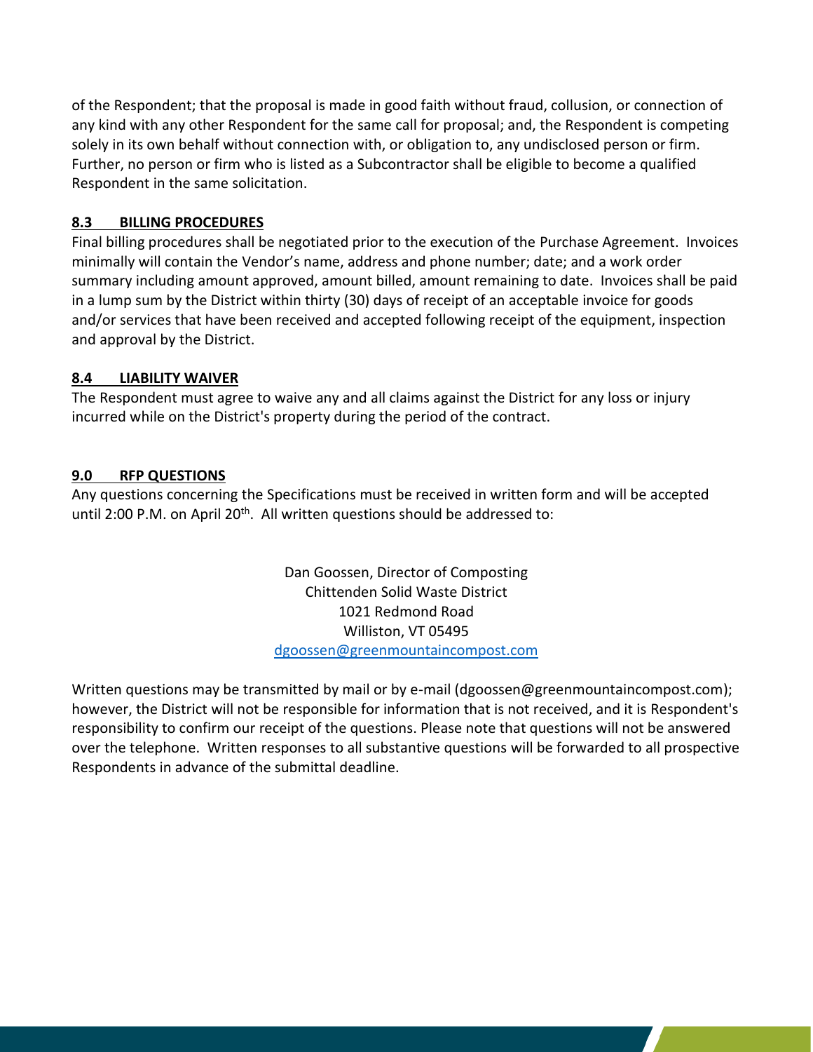of the Respondent; that the proposal is made in good faith without fraud, collusion, or connection of any kind with any other Respondent for the same call for proposal; and, the Respondent is competing solely in its own behalf without connection with, or obligation to, any undisclosed person or firm. Further, no person or firm who is listed as a Subcontractor shall be eligible to become a qualified Respondent in the same solicitation.

### 8.3 BILLING PROCEDURES

Final billing procedures shall be negotiated prior to the execution of the Purchase Agreement. Invoices minimally will contain the Vendor's name, address and phone number; date; and a work order summary including amount approved, amount billed, amount remaining to date. Invoices shall be paid in a lump sum by the District within thirty (30) days of receipt of an acceptable invoice for goods and/or services that have been received and accepted following receipt of the equipment, inspection and approval by the District.

### 8.4 LIABILITY WAIVER

The Respondent must agree to waive any and all claims against the District for any loss or injury incurred while on the District's property during the period of the contract.

## 9.0 RFP QUESTIONS

Any questions concerning the Specifications must be received in written form and will be accepted until 2:00 P.M. on April 20th. All written questions should be addressed to:

Dan Goossen, Director of Composting
Chittenden Solid Waste District
1021 Redmond Road
Williston, VT 05495
dgoossen@greenmountaincompost.com

Written questions may be transmitted by mail or by e-mail (dgoossen@greenmountaincompost.com); however, the District will not be responsible for information that is not received, and it is Respondent's responsibility to confirm our receipt of the questions. Please note that questions will not be answered over the telephone. Written responses to all substantive questions will be forwarded to all prospective Respondents in advance of the submittal deadline.